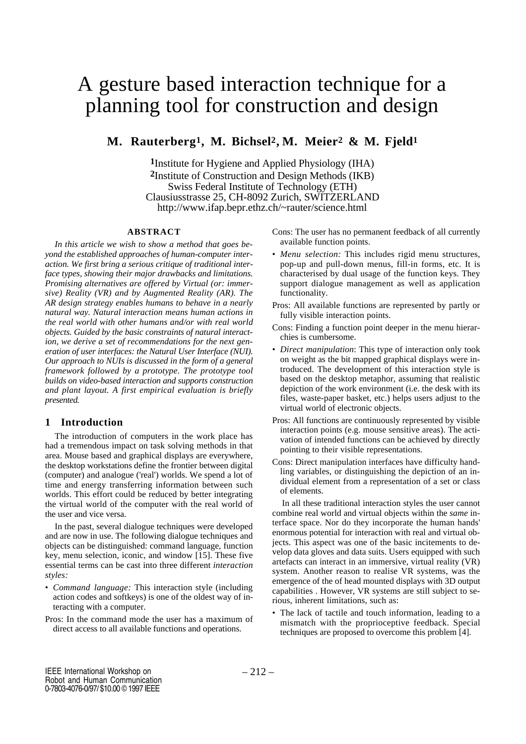# A gesture based interaction technique for a planning tool for construction and design

**M. Rauterberg[1], M. Bichsel[2], M. Meier[2] & M. Fjeld[1]**

[1]Institute for Hygiene and Applied Physiology (IHA)
[2]Institute of Construction and Design Methods (IKB)
Swiss Federal Institute of Technology (ETH)
Clausiusstrasse 25, CH-8092 Zurich, SWITZERLAND
http://www.ifap.bepr.ethz.ch/~rauter/science.html

### ABSTRACT

*In this article we wish to show a method that goes beyond the established approaches of human-computer interaction. We first bring a serious critique of traditional interface types, showing their major drawbacks and limitations. Promising alternatives are offered by Virtual (or: immersive) Reality (VR) and by Augmented Reality (AR). The AR design strategy enables humans to behave in a nearly natural way. Natural interaction means human actions in the real world with other humans and/or with real world objects. Guided by the basic constraints of natural interaction, we derive a set of recommendations for the next generation of user interfaces: the Natural User Interface (NUI). Our approach to NUIs is discussed in the form of a general framework followed by a prototype. The prototype tool builds on video-based interaction and supports construction and plant layout. A first empirical evaluation is briefly presented.*

## 1 Introduction

The introduction of computers in the work place has had a tremendous impact on task solving methods in that area. Mouse based and graphical displays are everywhere, the desktop workstations define the frontier between digital (computer) and analogue ('real') worlds. We spend a lot of time and energy transferring information between such worlds. This effort could be reduced by better integrating the virtual world of the computer with the real world of the user and vice versa.

In the past, several dialogue techniques were developed and are now in use. The following dialogue techniques and objects can be distinguished: command language, function key, menu selection, iconic, and window [15]. These five essential terms can be cast into three different *interaction styles:*

- *Command language:* This interaction style (including action codes and softkeys) is one of the oldest way of interacting with a computer.

Pros: In the command mode the user has a maximum of direct access to all available functions and operations.

Cons: The user has no permanent feedback of all currently available function points.

- *Menu selection:* This includes rigid menu structures, pop-up and pull-down menus, fill-in forms, etc. It is characterised by dual usage of the function keys. They support dialogue management as well as application functionality.

Pros: All available functions are represented by partly or fully visible interaction points.

Cons: Finding a function point deeper in the menu hierarchies is cumbersome.

- *Direct manipulation*: This type of interaction only took on weight as the bit mapped graphical displays were introduced. The development of this interaction style is based on the desktop metaphor, assuming that realistic depiction of the work environment (i.e. the desk with its files, waste-paper basket, etc.) helps users adjust to the virtual world of electronic objects.

Pros: All functions are continuously represented by visible interaction points (e.g. mouse sensitive areas). The activation of intended functions can be achieved by directly pointing to their visible representations.

Cons: Direct manipulation interfaces have difficulty handling variables, or distinguishing the depiction of an individual element from a representation of a set or class of elements.

In all these traditional interaction styles the user cannot combine real world and virtual objects within the *same* interface space. Nor do they incorporate the human hands' enormous potential for interaction with real and virtual objects. This aspect was one of the basic incitements to develop data gloves and data suits. Users equipped with such artefacts can interact in an immersive, virtual reality (VR) system. Another reason to realise VR systems, was the emergence of the of head mounted displays with 3D output capabilities . However, VR systems are still subject to serious, inherent limitations, such as:

- The lack of tactile and touch information, leading to a mismatch with the proprioceptive feedback. Special techniques are proposed to overcome this problem [4].

IEEE International Workshop on Robot and Human Communication
0-7803-4076-0/97/ $10.00 © 1997 IEEE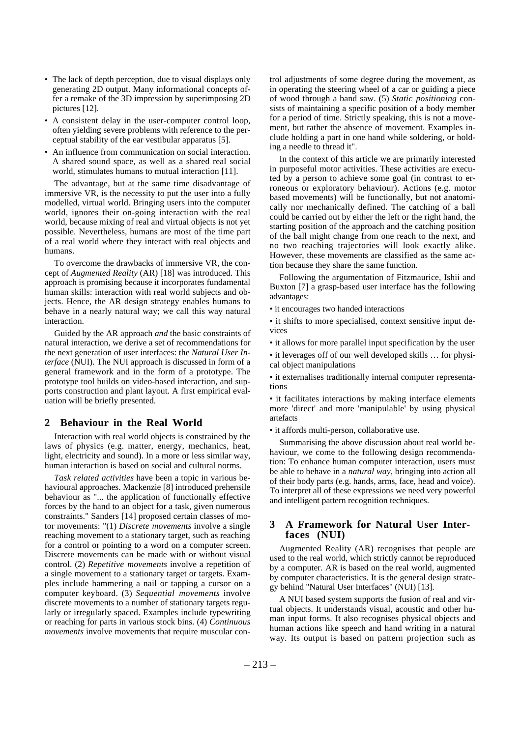- The lack of depth perception, due to visual displays only generating 2D output. Many informational concepts offer a remake of the 3D impression by superimposing 2D pictures [12].
- A consistent delay in the user-computer control loop, often yielding severe problems with reference to the perceptual stability of the ear vestibular apparatus [5].
- An influence from communication on social interaction. A shared sound space, as well as a shared real social world, stimulates humans to mutual interaction [11].

The advantage, but at the same time disadvantage of immersive VR, is the necessity to put the user into a fully modelled, virtual world. Bringing users into the computer world, ignores their on-going interaction with the real world, because mixing of real and virtual objects is not yet possible. Nevertheless, humans are most of the time part of a real world where they interact with real objects and humans.

To overcome the drawbacks of immersive VR, the concept of *Augmented Reality* (AR) [18] was introduced. This approach is promising because it incorporates fundamental human skills: interaction with real world subjects and objects. Hence, the AR design strategy enables humans to behave in a nearly natural way; we call this way natural interaction.

Guided by the AR approach *and* the basic constraints of natural interaction, we derive a set of recommendations for the next generation of user interfaces: the *Natural User Interface* (NUI). The NUI approach is discussed in form of a general framework and in the form of a prototype. The prototype tool builds on video-based interaction, and supports construction and plant layout. A first empirical evaluation will be briefly presented.

## 2 Behaviour in the Real World

Interaction with real world objects is constrained by the laws of physics (e.g. matter, energy, mechanics, heat, light, electricity and sound). In a more or less similar way, human interaction is based on social and cultural norms.

*Task related activities* have been a topic in various behavioural approaches. Mackenzie [8] introduced prehensile behaviour as "... the application of functionally effective forces by the hand to an object for a task, given numerous constraints." Sanders [14] proposed certain classes of motor movements: "(1) *Discrete movements* involve a single reaching movement to a stationary target, such as reaching for a control or pointing to a word on a computer screen. Discrete movements can be made with or without visual control. (2) *Repetitive movements* involve a repetition of a single movement to a stationary target or targets. Examples include hammering a nail or tapping a cursor on a computer keyboard. (3) *Sequential movements* involve discrete movements to a number of stationary targets regularly and irregularly spaced. Examples include typewriting or reaching for parts in various stock bins. (4) *Continuous movements* involve movements that require muscular control adjustments of some degree during the movement, as in operating the steering wheel of a car or guiding a piece of wood through a band saw. (5) *Static positioning* consists of maintaining a specific position of a body member for a period of time. Strictly speaking, this is not a movement, but rather the absence of movement. Examples include holding a part in one hand while soldering, or holding a needle to thread it".

In the context of this article we are primarily interested in purposeful motor activities. These activities are executed by a person to achieve some goal (in contrast to erroneous or exploratory behaviour). Actions (e.g. motor based movements) will be functionally, but not anatomically nor mechanically defined. The catching of a ball could be carried out by either the left or the right hand, the starting position of the approach and the catching position of the ball might change from one reach to the next, and no two reaching trajectories will look exactly alike. However, these movements are classified as the same action because they share the same function.

Following the argumentation of Fitzmaurice, Ishii and Buxton [7] a grasp-based user interface has the following advantages:

- it encourages two handed interactions
- it shifts to more specialised, context sensitive input devices
- it allows for more parallel input specification by the user
- it leverages off of our well developed skills … for physical object manipulations
- it externalises traditionally internal computer representations
- it facilitates interactions by making interface elements more 'direct' and more 'manipulable' by using physical artefacts
- it affords multi-person, collaborative use.

Summarising the above discussion about real world behaviour, we come to the following design recommendation: To enhance human computer interaction, users must be able to behave in a *natural way*, bringing into action all of their body parts (e.g. hands, arms, face, head and voice). To interpret all of these expressions we need very powerful and intelligent pattern recognition techniques.

## 3 A Framework for Natural User Interfaces (NUI)

Augmented Reality (AR) recognises that people are used to the real world, which strictly cannot be reproduced by a computer. AR is based on the real world, augmented by computer characteristics. It is the general design strategy behind "Natural User Interfaces" (NUI) [13].

A NUI based system supports the fusion of real and virtual objects. It understands visual, acoustic and other human input forms. It also recognises physical objects and human actions like speech and hand writing in a natural way. Its output is based on pattern projection such as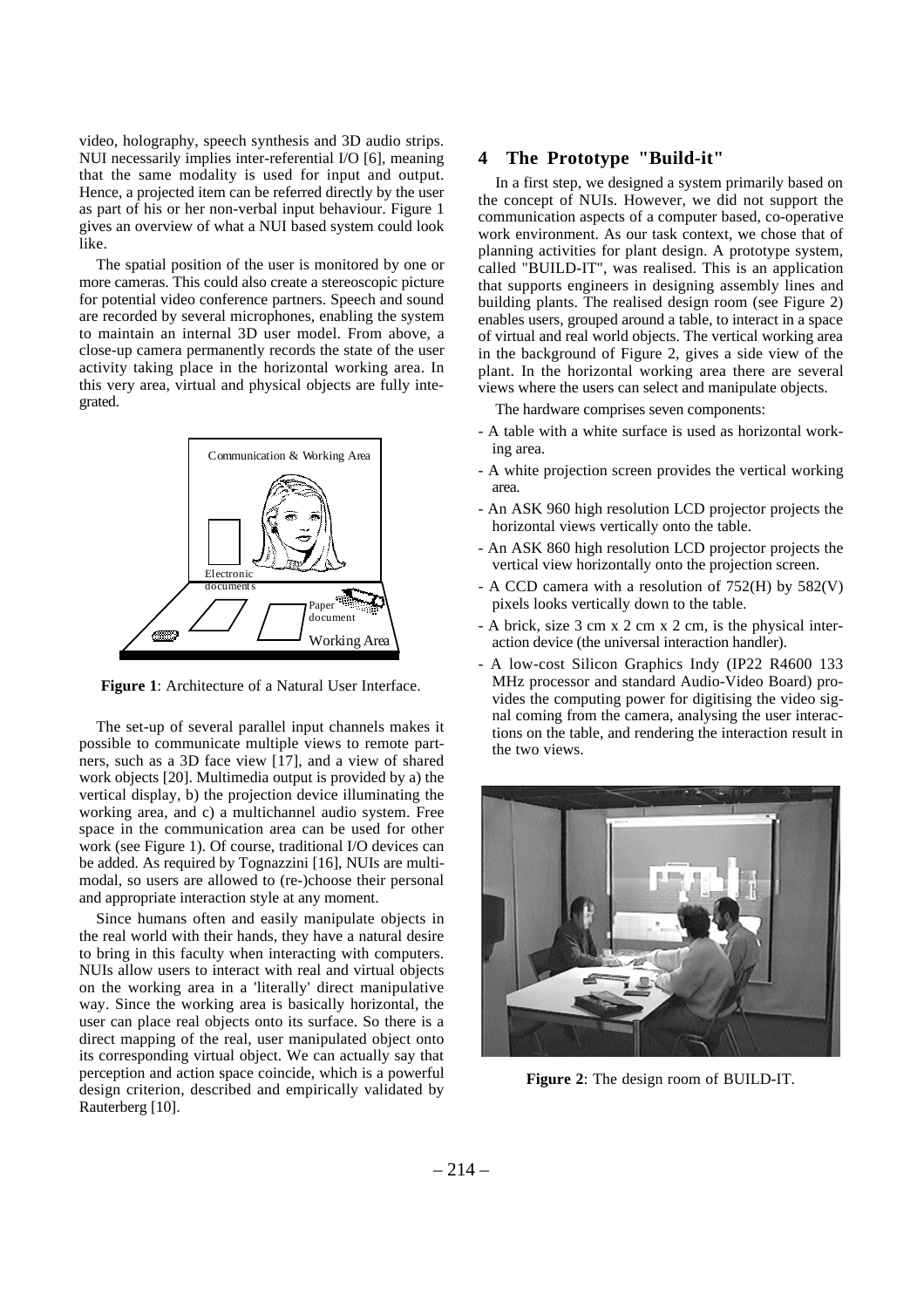video, holography, speech synthesis and 3D audio strips. NUI necessarily implies inter-referential I/O [6], meaning that the same modality is used for input and output. Hence, a projected item can be referred directly by the user as part of his or her non-verbal input behaviour. Figure 1 gives an overview of what a NUI based system could look like.

The spatial position of the user is monitored by one or more cameras. This could also create a stereoscopic picture for potential video conference partners. Speech and sound are recorded by several microphones, enabling the system to maintain an internal 3D user model. From above, a close-up camera permanently records the state of the user activity taking place in the horizontal working area. In this very area, virtual and physical objects are fully integrated.

**Figure 1**: Architecture of a Natural User Interface.

The set-up of several parallel input channels makes it possible to communicate multiple views to remote partners, such as a 3D face view [17], and a view of shared work objects [20]. Multimedia output is provided by a) the vertical display, b) the projection device illuminating the working area, and c) a multichannel audio system. Free space in the communication area can be used for other work (see Figure 1). Of course, traditional I/O devices can be added. As required by Tognazzini [16], NUIs are multimodal, so users are allowed to (re-)choose their personal and appropriate interaction style at any moment.

Since humans often and easily manipulate objects in the real world with their hands, they have a natural desire to bring in this faculty when interacting with computers. NUIs allow users to interact with real and virtual objects on the working area in a 'literally' direct manipulative way. Since the working area is basically horizontal, the user can place real objects onto its surface. So there is a direct mapping of the real, user manipulated object onto its corresponding virtual object. We can actually say that perception and action space coincide, which is a powerful design criterion, described and empirically validated by Rauterberg [10].

## 4 The Prototype "Build-it"

In a first step, we designed a system primarily based on the concept of NUIs. However, we did not support the communication aspects of a computer based, co-operative work environment. As our task context, we chose that of planning activities for plant design. A prototype system, called "BUILD-IT", was realised. This is an application that supports engineers in designing assembly lines and building plants. The realised design room (see Figure 2) enables users, grouped around a table, to interact in a space of virtual and real world objects. The vertical working area in the background of Figure 2, gives a side view of the plant. In the horizontal working area there are several views where the users can select and manipulate objects.

The hardware comprises seven components:

- A table with a white surface is used as horizontal working area.
- A white projection screen provides the vertical working area.
- An ASK 960 high resolution LCD projector projects the horizontal views vertically onto the table.
- An ASK 860 high resolution LCD projector projects the vertical view horizontally onto the projection screen.
- A CCD camera with a resolution of 752(H) by 582(V) pixels looks vertically down to the table.
- A brick, size 3 cm x 2 cm x 2 cm, is the physical interaction device (the universal interaction handler).
- A low-cost Silicon Graphics Indy (IP22 R4600 133 MHz processor and standard Audio-Video Board) provides the computing power for digitising the video signal coming from the camera, analysing the user interactions on the table, and rendering the interaction result in the two views.

**Figure 2**: The design room of BUILD-IT.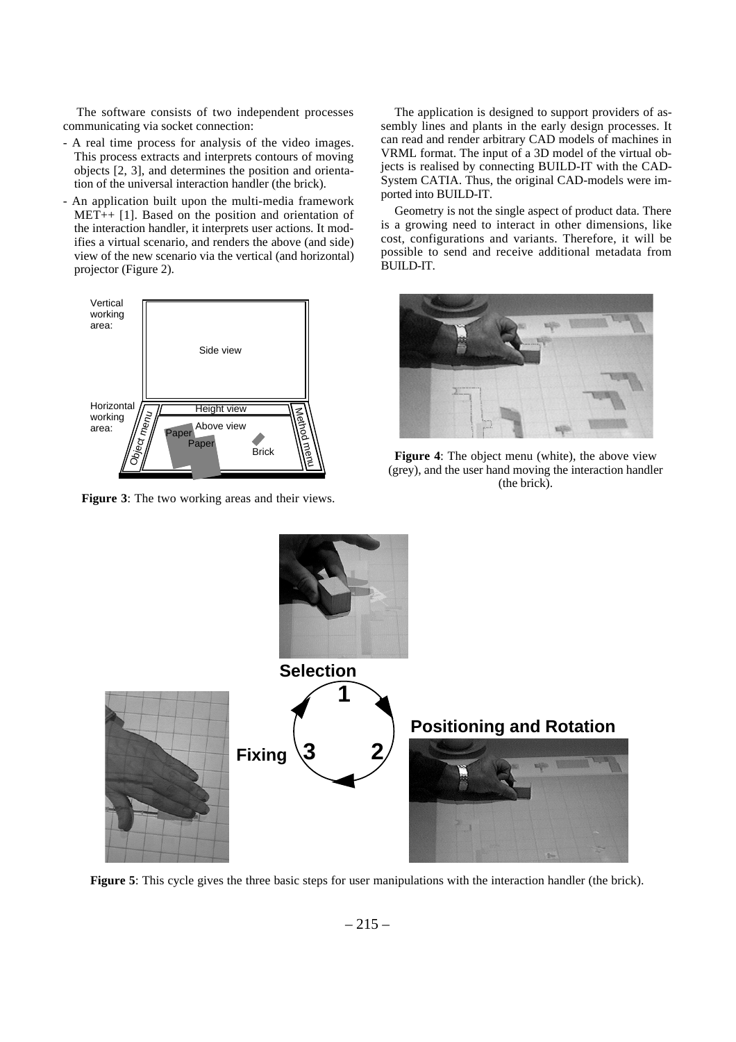The software consists of two independent processes communicating via socket connection:

- A real time process for analysis of the video images. This process extracts and interprets contours of moving objects [2, 3], and determines the position and orientation of the universal interaction handler (the brick).
- An application built upon the multi-media framework MET++ [1]. Based on the position and orientation of the interaction handler, it interprets user actions. It modifies a virtual scenario, and renders the above (and side) view of the new scenario via the vertical (and horizontal) projector (Figure 2).

**Figure 3**: The two working areas and their views.

The application is designed to support providers of assembly lines and plants in the early design processes. It can read and render arbitrary CAD models of machines in VRML format. The input of a 3D model of the virtual objects is realised by connecting BUILD-IT with the CAD-System CATIA. Thus, the original CAD-models were imported into BUILD-IT.

Geometry is not the single aspect of product data. There is a growing need to interact in other dimensions, like cost, configurations and variants. Therefore, it will be possible to send and receive additional metadata from BUILD-IT.

**Figure 4**: The object menu (white), the above view (grey), and the user hand moving the interaction handler (the brick).

**Figure 5**: This cycle gives the three basic steps for user manipulations with the interaction handler (the brick).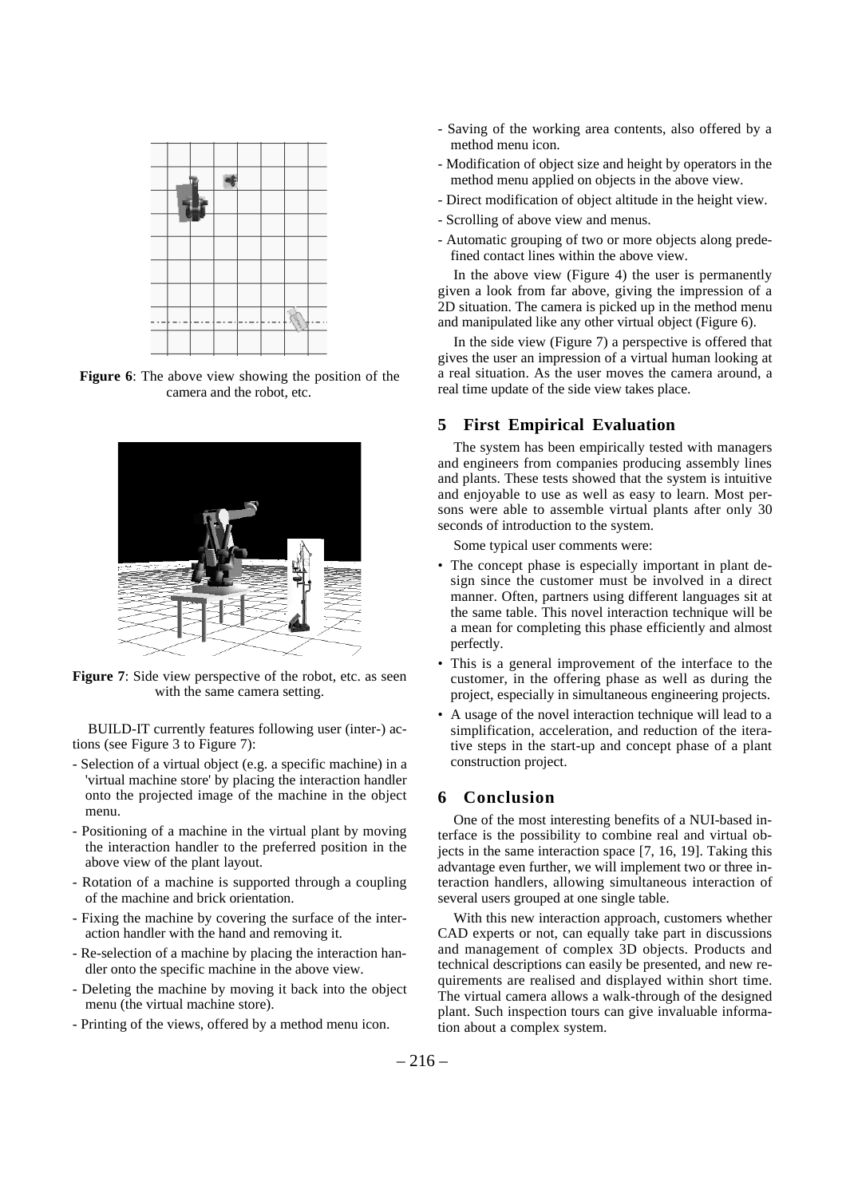**Figure 6**: The above view showing the position of the camera and the robot, etc.

**Figure 7**: Side view perspective of the robot, etc. as seen with the same camera setting.

BUILD-IT currently features following user (inter-) actions (see Figure 3 to Figure 7):

- Selection of a virtual object (e.g. a specific machine) in a 'virtual machine store' by placing the interaction handler onto the projected image of the machine in the object menu.
- Positioning of a machine in the virtual plant by moving the interaction handler to the preferred position in the above view of the plant layout.
- Rotation of a machine is supported through a coupling of the machine and brick orientation.
- Fixing the machine by covering the surface of the interaction handler with the hand and removing it.
- Re-selection of a machine by placing the interaction handler onto the specific machine in the above view.
- Deleting the machine by moving it back into the object menu (the virtual machine store).
- Printing of the views, offered by a method menu icon.
- Saving of the working area contents, also offered by a method menu icon.
- Modification of object size and height by operators in the method menu applied on objects in the above view.
- Direct modification of object altitude in the height view.
- Scrolling of above view and menus.
- Automatic grouping of two or more objects along predefined contact lines within the above view.

In the above view (Figure 4) the user is permanently given a look from far above, giving the impression of a 2D situation. The camera is picked up in the method menu and manipulated like any other virtual object (Figure 6).

In the side view (Figure 7) a perspective is offered that gives the user an impression of a virtual human looking at a real situation. As the user moves the camera around, a real time update of the side view takes place.

## 5 First Empirical Evaluation

The system has been empirically tested with managers and engineers from companies producing assembly lines and plants. These tests showed that the system is intuitive and enjoyable to use as well as easy to learn. Most persons were able to assemble virtual plants after only 30 seconds of introduction to the system.

Some typical user comments were:

- The concept phase is especially important in plant design since the customer must be involved in a direct manner. Often, partners using different languages sit at the same table. This novel interaction technique will be a mean for completing this phase efficiently and almost perfectly.
- This is a general improvement of the interface to the customer, in the offering phase as well as during the project, especially in simultaneous engineering projects.
- A usage of the novel interaction technique will lead to a simplification, acceleration, and reduction of the iterative steps in the start-up and concept phase of a plant construction project.

## 6 Conclusion

One of the most interesting benefits of a NUI-based interface is the possibility to combine real and virtual objects in the same interaction space [7, 16, 19]. Taking this advantage even further, we will implement two or three interaction handlers, allowing simultaneous interaction of several users grouped at one single table.

With this new interaction approach, customers whether CAD experts or not, can equally take part in discussions and management of complex 3D objects. Products and technical descriptions can easily be presented, and new requirements are realised and displayed within short time. The virtual camera allows a walk-through of the designed plant. Such inspection tours can give invaluable information about a complex system.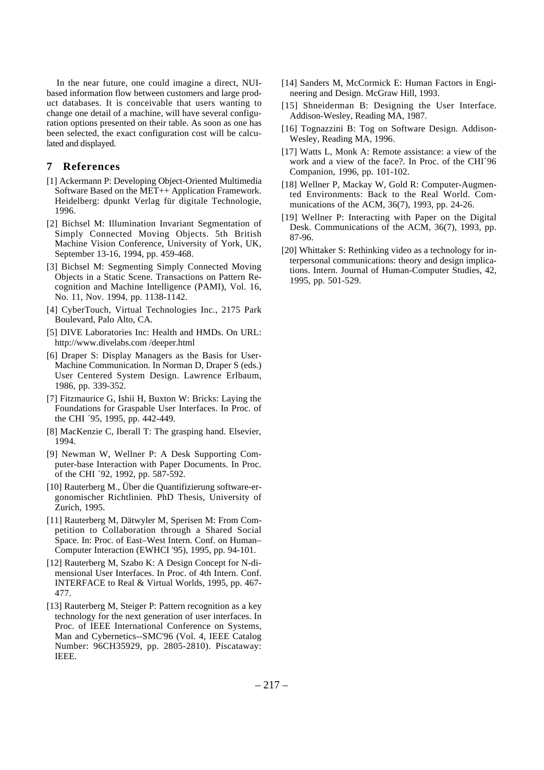In the near future, one could imagine a direct, NUI-based information flow between customers and large product databases. It is conceivable that users wanting to change one detail of a machine, will have several configuration options presented on their table. As soon as one has been selected, the exact configuration cost will be calculated and displayed.

## 7 References

[1] Ackermann P: Developing Object-Oriented Multimedia Software Based on the MET++ Application Framework. Heidelberg: dpunkt Verlag für digitale Technologie, 1996.

[2] Bichsel M: Illumination Invariant Segmentation of Simply Connected Moving Objects. 5th British Machine Vision Conference, University of York, UK, September 13-16, 1994, pp. 459-468.

[3] Bichsel M: Segmenting Simply Connected Moving Objects in a Static Scene. Transactions on Pattern Recognition and Machine Intelligence (PAMI), Vol. 16, No. 11, Nov. 1994, pp. 1138-1142.

[4] CyberTouch, Virtual Technologies Inc., 2175 Park Boulevard, Palo Alto, CA.

[5] DIVE Laboratories Inc: Health and HMDs. On URL: http://www.divelabs.com /deeper.html

[6] Draper S: Display Managers as the Basis for User-Machine Communication. In Norman D, Draper S (eds.) User Centered System Design. Lawrence Erlbaum, 1986, pp. 339-352.

[7] Fitzmaurice G, Ishii H, Buxton W: Bricks: Laying the Foundations for Graspable User Interfaces. In Proc. of the CHI ´95, 1995, pp. 442-449.

[8] MacKenzie C, Iberall T: The grasping hand. Elsevier, 1994.

[9] Newman W, Wellner P: A Desk Supporting Computer-base Interaction with Paper Documents. In Proc. of the CHI ´92, 1992, pp. 587-592.

[10] Rauterberg M., Über die Quantifizierung software-ergonomischer Richtlinien. PhD Thesis, University of Zurich, 1995.

[11] Rauterberg M, Dätwyler M, Sperisen M: From Competition to Collaboration through a Shared Social Space. In: Proc. of East–West Intern. Conf. on Human–Computer Interaction (EWHCI '95), 1995, pp. 94-101.

[12] Rauterberg M, Szabo K: A Design Concept for N-dimensional User Interfaces. In Proc. of 4th Intern. Conf. INTERFACE to Real & Virtual Worlds, 1995, pp. 467-477.

[13] Rauterberg M, Steiger P: Pattern recognition as a key technology for the next generation of user interfaces. In Proc. of IEEE International Conference on Systems, Man and Cybernetics--SMC'96 (Vol. 4, IEEE Catalog Number: 96CH35929, pp. 2805-2810). Piscataway: IEEE.

[14] Sanders M, McCormick E: Human Factors in Engineering and Design. McGraw Hill, 1993.

[15] Shneiderman B: Designing the User Interface. Addison-Wesley, Reading MA, 1987.

[16] Tognazzini B: Tog on Software Design. Addison-Wesley, Reading MA, 1996.

[17] Watts L, Monk A: Remote assistance: a view of the work and a view of the face?. In Proc. of the CHI´96 Companion, 1996, pp. 101-102.

[18] Wellner P, Mackay W, Gold R: Computer-Augmented Environments: Back to the Real World. Communications of the ACM, 36(7), 1993, pp. 24-26.

[19] Wellner P: Interacting with Paper on the Digital Desk. Communications of the ACM, 36(7), 1993, pp. 87-96.

[20] Whittaker S: Rethinking video as a technology for interpersonal communications: theory and design implications. Intern. Journal of Human-Computer Studies, 42, 1995, pp. 501-529.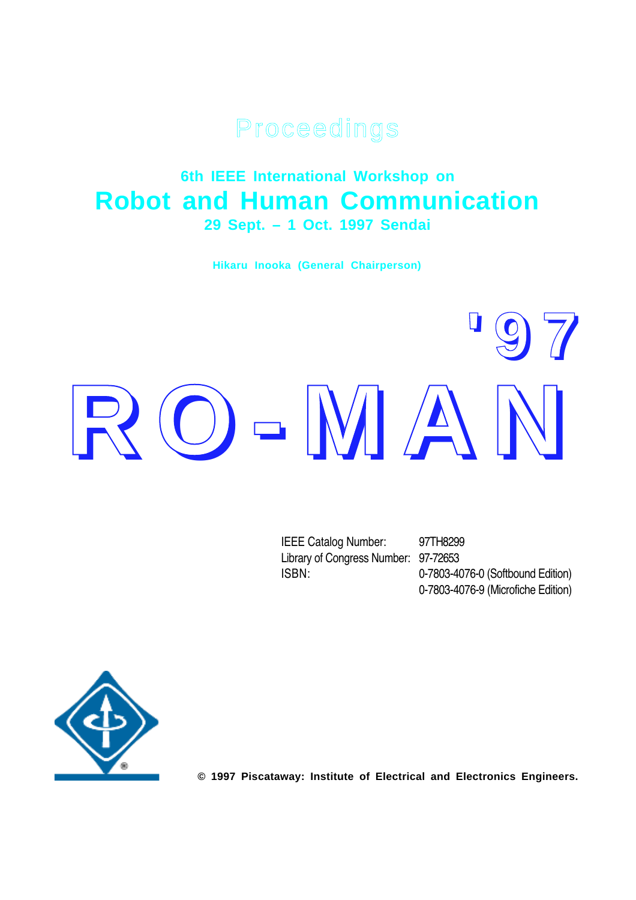# Proceedings

## 6th IEEE International Workshop on

# Robot and Human Communication

### 29 Sept. – 1 Oct. 1997 Sendai

**Hikaru Inooka (General Chairperson)**

# '97

# RO-MAN

| | |
|---|---|
| IEEE Catalog Number: | 97TH8299 |
| Library of Congress Number: | 97-72653 |
| ISBN: | 0-7803-4076-0 (Softbound Edition) |
| | 0-7803-4076-9 (Microfiche Edition) |

**© 1997 Piscataway: Institute of Electrical and Electronics Engineers.**